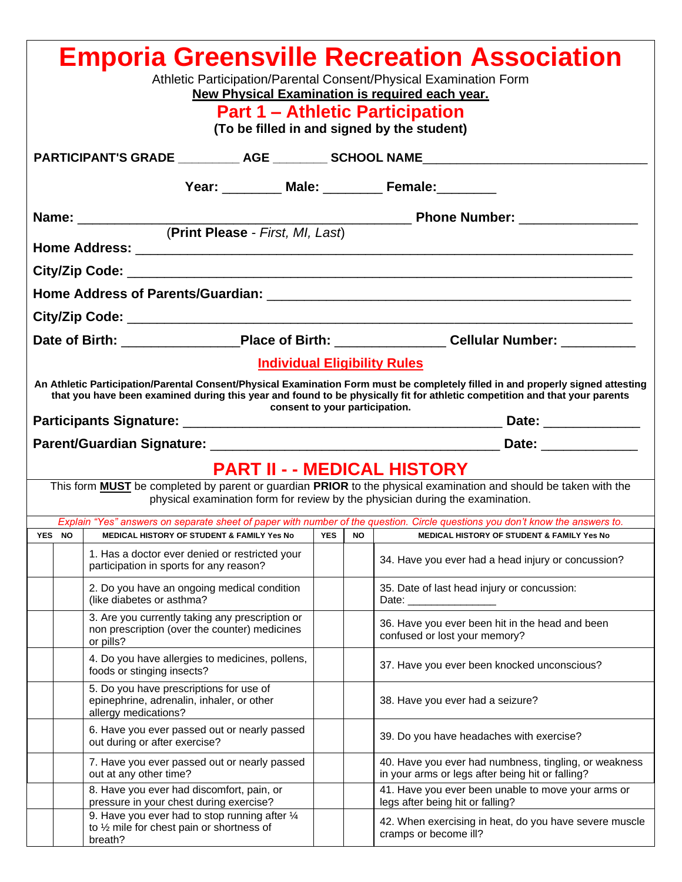# Emporia Greensville Recreation Association

Athletic Participation/Parental Consent/Physical Examination Form

**New Physical Examination is required each year.**

## Part 1 – Athletic Participation

**(To be filled in and signed by the student)**

**PARTICIPANT'S GRADE** _________ **AGE** ________ **SCHOOL NAME**_______________________________

**Year:** ________ **Male:** ________ **Female:**________

**Name:** ___________________________________________ **Phone Number:** ________________

(**Print Please** - *First, MI, Last*)

**Home Address:** ___________________________________________________________________

**City/Zip Code:** ___________________________________________________________________

**Home Address of Parents/Guardian:** _______________________________________________

**City/Zip Code:** ___________________________________________________________________

**Date of Birth:** ________________**Place of Birth:** _______________ **Cellular Number:** __________

### Individual Eligibility Rules

**An Athletic Participation/Parental Consent/Physical Examination Form must be completely filled in and properly signed attesting that you have been examined during this year and found to be physically fit for athletic competition and that your parents consent to your participation.**

**Participants Signature:** __________________________________________ **Date:** _____________

**Parent/Guardian Signature:** ______________________________________ **Date:** _____________

## PART II - - MEDICAL HISTORY

This form **MUST** be completed by parent or guardian **PRIOR** to the physical examination and should be taken with the physical examination form for review by the physician during the examination.

*Explain "Yes" answers on separate sheet of paper with number of the question. Circle questions you don't know the answers to.*

| YES | NO | MEDICAL HISTORY OF STUDENT & FAMILY Yes No | YES | NO | MEDICAL HISTORY OF STUDENT & FAMILY Yes No |
|---|---|---|---|---|---|
| | | 1. Has a doctor ever denied or restricted your participation in sports for any reason? | | | 34. Have you ever had a head injury or concussion? |
| | | 2. Do you have an ongoing medical condition (like diabetes or asthma? | | | 35. Date of last head injury or concussion: Date: _______________ |
| | | 3. Are you currently taking any prescription or non prescription (over the counter) medicines or pills? | | | 36. Have you ever been hit in the head and been confused or lost your memory? |
| | | 4. Do you have allergies to medicines, pollens, foods or stinging insects? | | | 37. Have you ever been knocked unconscious? |
| | | 5. Do you have prescriptions for use of epinephrine, adrenalin, inhaler, or other allergy medications? | | | 38. Have you ever had a seizure? |
| | | 6. Have you ever passed out or nearly passed out during or after exercise? | | | 39. Do you have headaches with exercise? |
| | | 7. Have you ever passed out or nearly passed out at any other time? | | | 40. Have you ever had numbness, tingling, or weakness in your arms or legs after being hit or falling? |
| | | 8. Have you ever had discomfort, pain, or pressure in your chest during exercise? | | | 41. Have you ever been unable to move your arms or legs after being hit or falling? |
| | | 9. Have you ever had to stop running after ¼ to ½ mile for chest pain or shortness of breath? | | | 42. When exercising in heat, do you have severe muscle cramps or become ill? |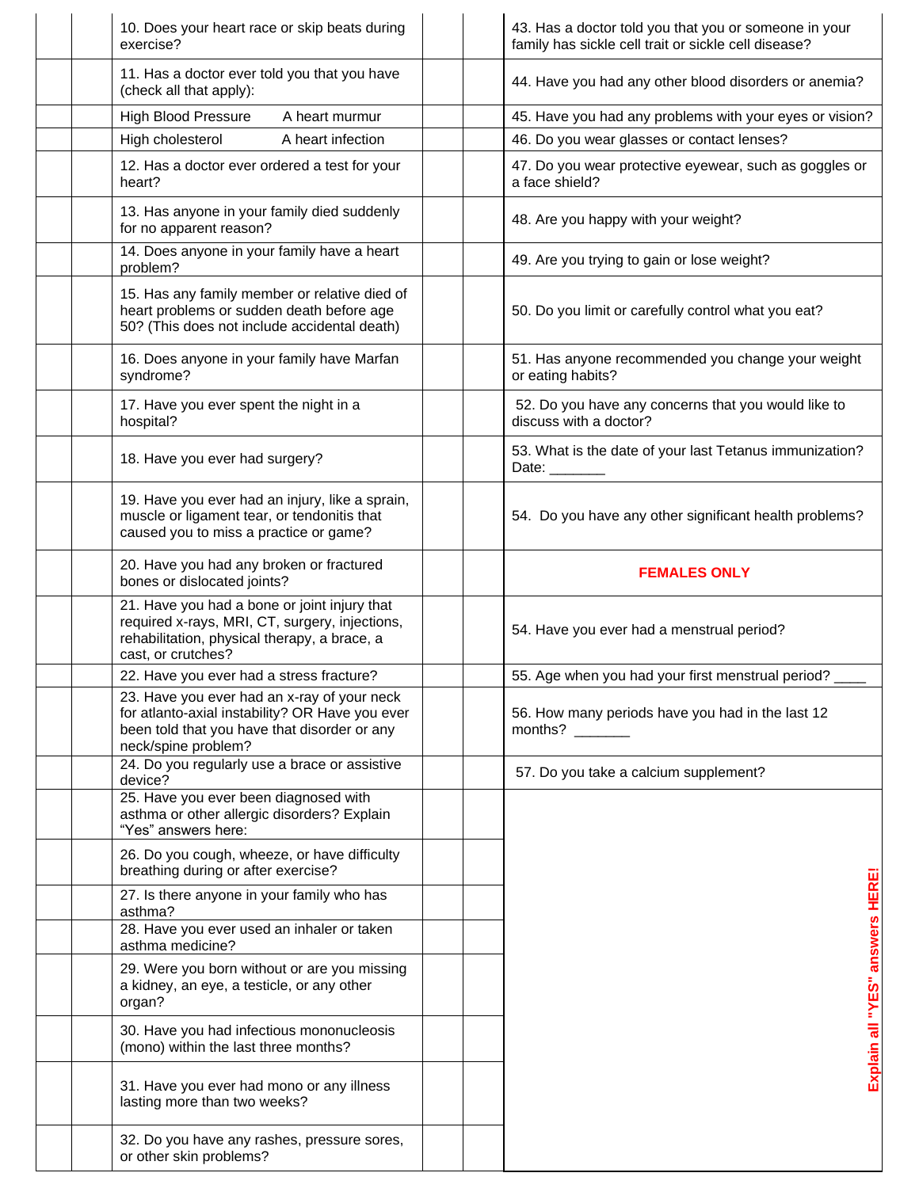| | | Question | | | Question |
|---|---|---|---|---|---|
| | | 10. Does your heart race or skip beats during exercise? | | | 43. Has a doctor told you that you or someone in your family has sickle cell trait or sickle cell disease? |
| | | 11. Has a doctor ever told you that you have (check all that apply): | | | 44. Have you had any other blood disorders or anemia? |
| | | High Blood Pressure     A heart murmur | | | 45. Have you had any problems with your eyes or vision? |
| | | High cholesterol     A heart infection | | | 46. Do you wear glasses or contact lenses? |
| | | 12. Has a doctor ever ordered a test for your heart? | | | 47. Do you wear protective eyewear, such as goggles or a face shield? |
| | | 13. Has anyone in your family died suddenly for no apparent reason? | | | 48. Are you happy with your weight? |
| | | 14. Does anyone in your family have a heart problem? | | | 49. Are you trying to gain or lose weight? |
| | | 15. Has any family member or relative died of heart problems or sudden death before age 50? (This does not include accidental death) | | | 50. Do you limit or carefully control what you eat? |
| | | 16. Does anyone in your family have Marfan syndrome? | | | 51. Has anyone recommended you change your weight or eating habits? |
| | | 17. Have you ever spent the night in a hospital? | | | 52. Do you have any concerns that you would like to discuss with a doctor? |
| | | 18. Have you ever had surgery? | | | 53. What is the date of your last Tetanus immunization? Date: _______ |
| | | 19. Have you ever had an injury, like a sprain, muscle or ligament tear, or tendonitis that caused you to miss a practice or game? | | | 54. Do you have any other significant health problems? |
| | | 20. Have you had any broken or fractured bones or dislocated joints? | | | **FEMALES ONLY** |
| | | 21. Have you had a bone or joint injury that required x-rays, MRI, CT, surgery, injections, rehabilitation, physical therapy, a brace, a cast, or crutches? | | | 54. Have you ever had a menstrual period? |
| | | 22. Have you ever had a stress fracture? | | | 55. Age when you had your first menstrual period? ____ |
| | | 23. Have you ever had an x-ray of your neck for atlanto-axial instability? OR Have you ever been told that you have that disorder or any neck/spine problem? | | | 56. How many periods have you had in the last 12 months? _______ |
| | | 24. Do you regularly use a brace or assistive device? | | | 57. Do you take a calcium supplement? |
| | | 25. Have you ever been diagnosed with asthma or other allergic disorders? Explain "Yes" answers here: | | | **Explain all "YES" answers HERE!** |
| | | 26. Do you cough, wheeze, or have difficulty breathing during or after exercise? | | | |
| | | 27. Is there anyone in your family who has asthma? | | | |
| | | 28. Have you ever used an inhaler or taken asthma medicine? | | | |
| | | 29. Were you born without or are you missing a kidney, an eye, a testicle, or any other organ? | | | |
| | | 30. Have you had infectious mononucleosis (mono) within the last three months? | | | |
| | | 31. Have you ever had mono or any illness lasting more than two weeks? | | | |
| | | 32. Do you have any rashes, pressure sores, or other skin problems? | | | |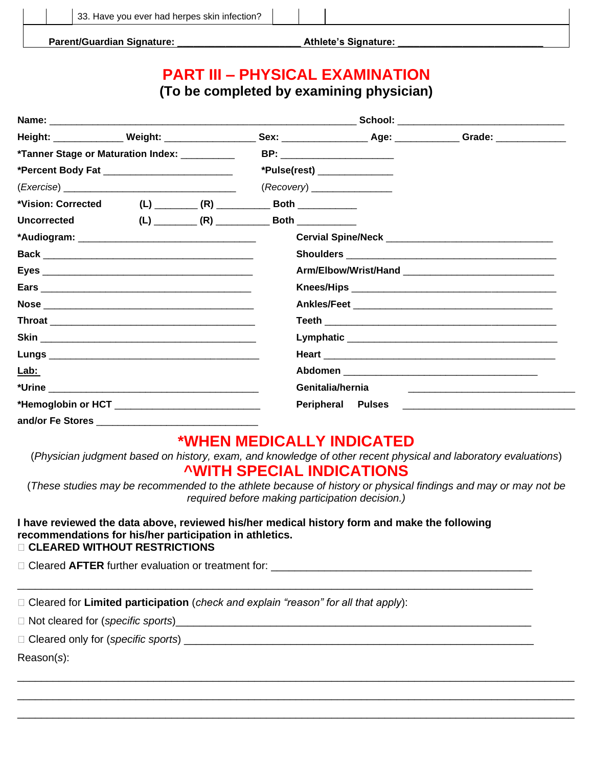| | | 33. Have you ever had herpes skin infection? | | | |
|---|---|---|---|---|---|

**Parent/Guardian Signature:** ______________________ **Athlete's Signature:** __________________________

# PART III – PHYSICAL EXAMINATION

## (To be completed by examining physician)

**Name:** _______________________________________________________ **School:** ______________________________

**Height:** ____________ **Weight:** _______________ **Sex:** _______________ **Age:** ___________ **Grade:** ____________

**\*Tanner Stage or Maturation Index:** __________ **BP:** ____________________

**\*Percent Body Fat** _______________________ **\*Pulse(rest)** _____________

(*Exercise*) ______________________________ (*Recovery*) ______________

**\*Vision: Corrected** **(L)** ________ **(R)** _________ **Both** __________

**Uncorrected** **(L)** ________ **(R)** _________ **Both** __________

**\*Audiogram:** ______________________________

**Back** ____________________________________

**Eyes** ____________________________________

**Ears** ____________________________________

**Nose** ____________________________________

**Throat** ____________________________________

**Skin** ____________________________________

**Lungs** ____________________________________

**Lab:**

**\*Urine** ____________________________________

**\*Hemoglobin or HCT** __________________________

**and/or Fe Stores** ____________________________

**Cervial Spine/Neck** ____________________________

**Shoulders** ____________________________________

**Arm/Elbow/Wrist/Hand** __________________________

**Knees/Hips** ____________________________________

**Ankles/Feet** ____________________________________

**Teeth** ____________________________________

**Lymphatic** ____________________________________

**Heart** ____________________________________

**Abdomen** __________________________________

**Genitalia/hernia** ______________________________

**Peripheral Pulses** ______________________________

## *WHEN MEDICALLY INDICATED

(*Physician judgment based on history, exam, and knowledge of other recent physical and laboratory evaluations*)

## ^WITH SPECIAL INDICATIONS

(*These studies may be recommended to the athlete because of history or physical findings and may or may not be required before making participation decision.)*

**I have reviewed the data above, reviewed his/her medical history form and make the following recommendations for his/her participation in athletics.**

☐ **CLEARED WITHOUT RESTRICTIONS**

☐ Cleared **AFTER** further evaluation or treatment for: ____________________________________________

_________________________________________________________________________________

☐ Cleared for **Limited participation** (*check and explain "reason" for all that apply*):

☐ Not cleared for (*specific sports*)_____________________________________________________________

☐ Cleared only for (*specific sports*) ____________________________________________________________

Reason(*s*):

_________________________________________________________________________________

_________________________________________________________________________________

_________________________________________________________________________________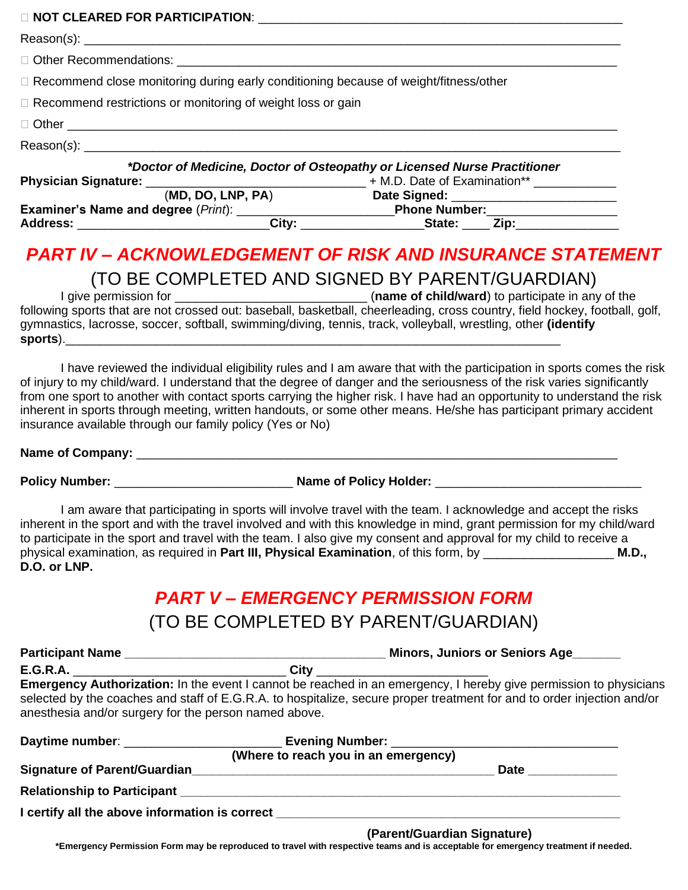☐ **NOT CLEARED FOR PARTICIPATION**: ______________________________________________

Reason(*s*): ______________________________________________________________________

☐ Other Recommendations: _____________________________________________________

☐ Recommend close monitoring during early conditioning because of weight/fitness/other

☐ Recommend restrictions or monitoring of weight loss or gain

☐ Other _________________________________________________________________________

Reason(*s*): ______________________________________________________________________

***Doctor of Medicine, Doctor of Osteopathy or Licensed Nurse Practitioner***

**Physician Signature:** ______________________________ + M.D. Date of Examination** ___________

(**MD, DO, LNP, PA**) **Date Signed:** _______________________

**Examiner's Name and degree** (*Print*): ____________________**Phone Number:**__________________

**Address:** ___________________________**City:** ________________**State:** ____ **Zip:**______________

## PART IV – ACKNOWLEDGEMENT OF RISK AND INSURANCE STATEMENT

(TO BE COMPLETED AND SIGNED BY PARENT/GUARDIAN)

I give permission for __________________________ (**name of child/ward**) to participate in any of the following sports that are not crossed out: baseball, basketball, cheerleading, cross country, field hockey, football, golf, gymnastics, lacrosse, soccer, softball, swimming/diving, tennis, track, volleyball, wrestling, other **(identify sports**).______________________________________________________________________

I have reviewed the individual eligibility rules and I am aware that with the participation in sports comes the risk of injury to my child/ward. I understand that the degree of danger and the seriousness of the risk varies significantly from one sport to another with contact sports carrying the higher risk. I have had an opportunity to understand the risk inherent in sports through meeting, written handouts, or some other means. He/she has participant primary accident insurance available through our family policy (Yes or No)

**Name of Company:** _______________________________________________________________

**Policy Number:** _________________________ **Name of Policy Holder:** _____________________________

I am aware that participating in sports will involve travel with the team. I acknowledge and accept the risks inherent in the sport and with the travel involved and with this knowledge in mind, grant permission for my child/ward to participate in the sport and travel with the team. I also give my consent and approval for my child to receive a physical examination, as required in **Part III, Physical Examination**, of this form, by __________________ **M.D., D.O. or LNP.**

## PART V – EMERGENCY PERMISSION FORM

(TO BE COMPLETED BY PARENT/GUARDIAN)

**Participant Name** ____________________________________ **Minors, Juniors or Seniors Age**_______

**E.G.R.A.** ______________________________ **City** ________________________

**Emergency Authorization:** In the event I cannot be reached in an emergency, I hereby give permission to physicians selected by the coaches and staff of E.G.R.A. to hospitalize, secure proper treatment for and to order injection and/or anesthesia and/or surgery for the person named above.

**Daytime number**: ______________________ **Evening Number:** ________________________________

**(Where to reach you in an emergency)**

**Signature of Parent/Guardian**____________________________________________ **Date** _____________

**Relationship to Participant** ________________________________________________________________

**I certify all the above information is correct** ________________________________________________

**(Parent/Guardian Signature)**

***Emergency Permission Form may be reproduced to travel with respective teams and is acceptable for emergency treatment if needed.**